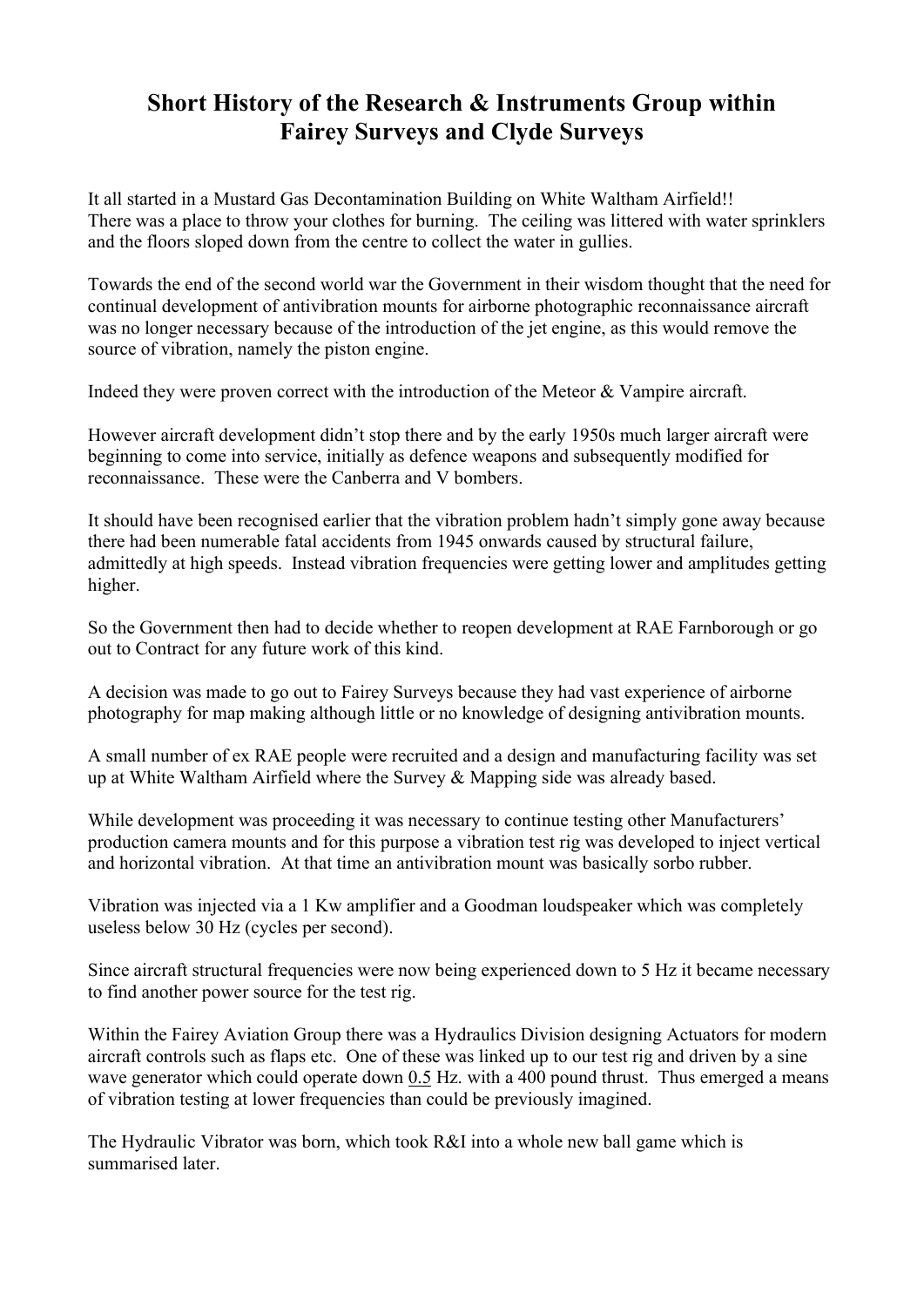# Short History of the Research & Instruments Group within Fairey Surveys and Clyde Surveys

It all started in a Mustard Gas Decontamination Building on White Waltham Airfield!!
There was a place to throw your clothes for burning. The ceiling was littered with water sprinklers and the floors sloped down from the centre to collect the water in gullies.

Towards the end of the second world war the Government in their wisdom thought that the need for continual development of antivibration mounts for airborne photographic reconnaissance aircraft was no longer necessary because of the introduction of the jet engine, as this would remove the source of vibration, namely the piston engine.

Indeed they were proven correct with the introduction of the Meteor & Vampire aircraft.

However aircraft development didn't stop there and by the early 1950s much larger aircraft were beginning to come into service, initially as defence weapons and subsequently modified for reconnaissance. These were the Canberra and V bombers.

It should have been recognised earlier that the vibration problem hadn't simply gone away because there had been numerable fatal accidents from 1945 onwards caused by structural failure, admittedly at high speeds. Instead vibration frequencies were getting lower and amplitudes getting higher.

So the Government then had to decide whether to reopen development at RAE Farnborough or go out to Contract for any future work of this kind.

A decision was made to go out to Fairey Surveys because they had vast experience of airborne photography for map making although little or no knowledge of designing antivibration mounts.

A small number of ex RAE people were recruited and a design and manufacturing facility was set up at White Waltham Airfield where the Survey & Mapping side was already based.

While development was proceeding it was necessary to continue testing other Manufacturers' production camera mounts and for this purpose a vibration test rig was developed to inject vertical and horizontal vibration. At that time an antivibration mount was basically sorbo rubber.

Vibration was injected via a 1 Kw amplifier and a Goodman loudspeaker which was completely useless below 30 Hz (cycles per second).

Since aircraft structural frequencies were now being experienced down to 5 Hz it became necessary to find another power source for the test rig.

Within the Fairey Aviation Group there was a Hydraulics Division designing Actuators for modern aircraft controls such as flaps etc. One of these was linked up to our test rig and driven by a sine wave generator which could operate down <u>0.5</u> Hz. with a 400 pound thrust. Thus emerged a means of vibration testing at lower frequencies than could be previously imagined.

The Hydraulic Vibrator was born, which took R&I into a whole new ball game which is summarised later.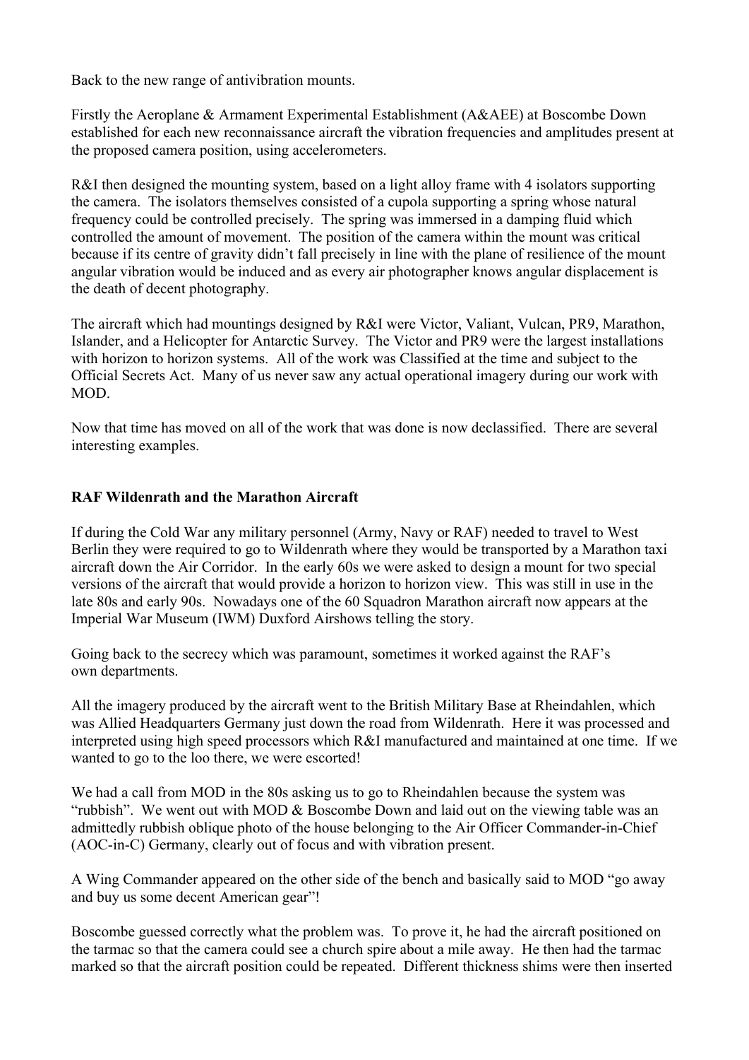Back to the new range of antivibration mounts.

Firstly the Aeroplane & Armament Experimental Establishment (A&AEE) at Boscombe Down established for each new reconnaissance aircraft the vibration frequencies and amplitudes present at the proposed camera position, using accelerometers.

R&I then designed the mounting system, based on a light alloy frame with 4 isolators supporting the camera. The isolators themselves consisted of a cupola supporting a spring whose natural frequency could be controlled precisely. The spring was immersed in a damping fluid which controlled the amount of movement. The position of the camera within the mount was critical because if its centre of gravity didn't fall precisely in line with the plane of resilience of the mount angular vibration would be induced and as every air photographer knows angular displacement is the death of decent photography.

The aircraft which had mountings designed by R&I were Victor, Valiant, Vulcan, PR9, Marathon, Islander, and a Helicopter for Antarctic Survey. The Victor and PR9 were the largest installations with horizon to horizon systems. All of the work was Classified at the time and subject to the Official Secrets Act. Many of us never saw any actual operational imagery during our work with MOD.

Now that time has moved on all of the work that was done is now declassified. There are several interesting examples.

**RAF Wildenrath and the Marathon Aircraft**

If during the Cold War any military personnel (Army, Navy or RAF) needed to travel to West Berlin they were required to go to Wildenrath where they would be transported by a Marathon taxi aircraft down the Air Corridor. In the early 60s we were asked to design a mount for two special versions of the aircraft that would provide a horizon to horizon view. This was still in use in the late 80s and early 90s. Nowadays one of the 60 Squadron Marathon aircraft now appears at the Imperial War Museum (IWM) Duxford Airshows telling the story.

Going back to the secrecy which was paramount, sometimes it worked against the RAF's own departments.

All the imagery produced by the aircraft went to the British Military Base at Rheindahlen, which was Allied Headquarters Germany just down the road from Wildenrath. Here it was processed and interpreted using high speed processors which R&I manufactured and maintained at one time. If we wanted to go to the loo there, we were escorted!

We had a call from MOD in the 80s asking us to go to Rheindahlen because the system was "rubbish". We went out with MOD & Boscombe Down and laid out on the viewing table was an admittedly rubbish oblique photo of the house belonging to the Air Officer Commander-in-Chief (AOC-in-C) Germany, clearly out of focus and with vibration present.

A Wing Commander appeared on the other side of the bench and basically said to MOD "go away and buy us some decent American gear"!

Boscombe guessed correctly what the problem was. To prove it, he had the aircraft positioned on the tarmac so that the camera could see a church spire about a mile away. He then had the tarmac marked so that the aircraft position could be repeated. Different thickness shims were then inserted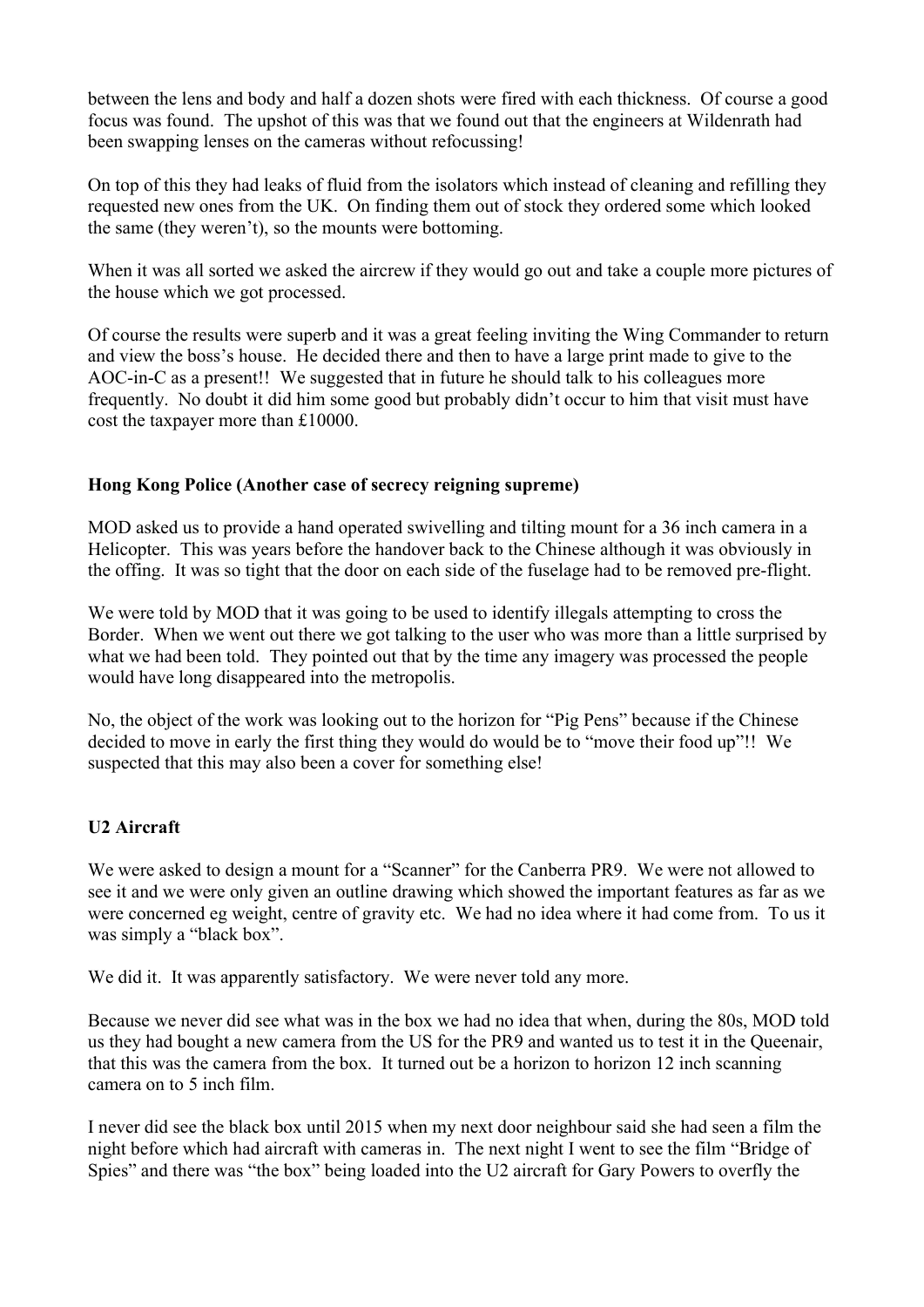between the lens and body and half a dozen shots were fired with each thickness. Of course a good focus was found. The upshot of this was that we found out that the engineers at Wildenrath had been swapping lenses on the cameras without refocussing!

On top of this they had leaks of fluid from the isolators which instead of cleaning and refilling they requested new ones from the UK. On finding them out of stock they ordered some which looked the same (they weren't), so the mounts were bottoming.

When it was all sorted we asked the aircrew if they would go out and take a couple more pictures of the house which we got processed.

Of course the results were superb and it was a great feeling inviting the Wing Commander to return and view the boss's house. He decided there and then to have a large print made to give to the AOC-in-C as a present!! We suggested that in future he should talk to his colleagues more frequently. No doubt it did him some good but probably didn't occur to him that visit must have cost the taxpayer more than £10000.

**Hong Kong Police (Another case of secrecy reigning supreme)**

MOD asked us to provide a hand operated swivelling and tilting mount for a 36 inch camera in a Helicopter. This was years before the handover back to the Chinese although it was obviously in the offing. It was so tight that the door on each side of the fuselage had to be removed pre-flight.

We were told by MOD that it was going to be used to identify illegals attempting to cross the Border. When we went out there we got talking to the user who was more than a little surprised by what we had been told. They pointed out that by the time any imagery was processed the people would have long disappeared into the metropolis.

No, the object of the work was looking out to the horizon for "Pig Pens" because if the Chinese decided to move in early the first thing they would do would be to "move their food up"!! We suspected that this may also been a cover for something else!

**U2 Aircraft**

We were asked to design a mount for a "Scanner" for the Canberra PR9. We were not allowed to see it and we were only given an outline drawing which showed the important features as far as we were concerned eg weight, centre of gravity etc. We had no idea where it had come from. To us it was simply a "black box".

We did it. It was apparently satisfactory. We were never told any more.

Because we never did see what was in the box we had no idea that when, during the 80s, MOD told us they had bought a new camera from the US for the PR9 and wanted us to test it in the Queenair, that this was the camera from the box. It turned out be a horizon to horizon 12 inch scanning camera on to 5 inch film.

I never did see the black box until 2015 when my next door neighbour said she had seen a film the night before which had aircraft with cameras in. The next night I went to see the film "Bridge of Spies" and there was "the box" being loaded into the U2 aircraft for Gary Powers to overfly the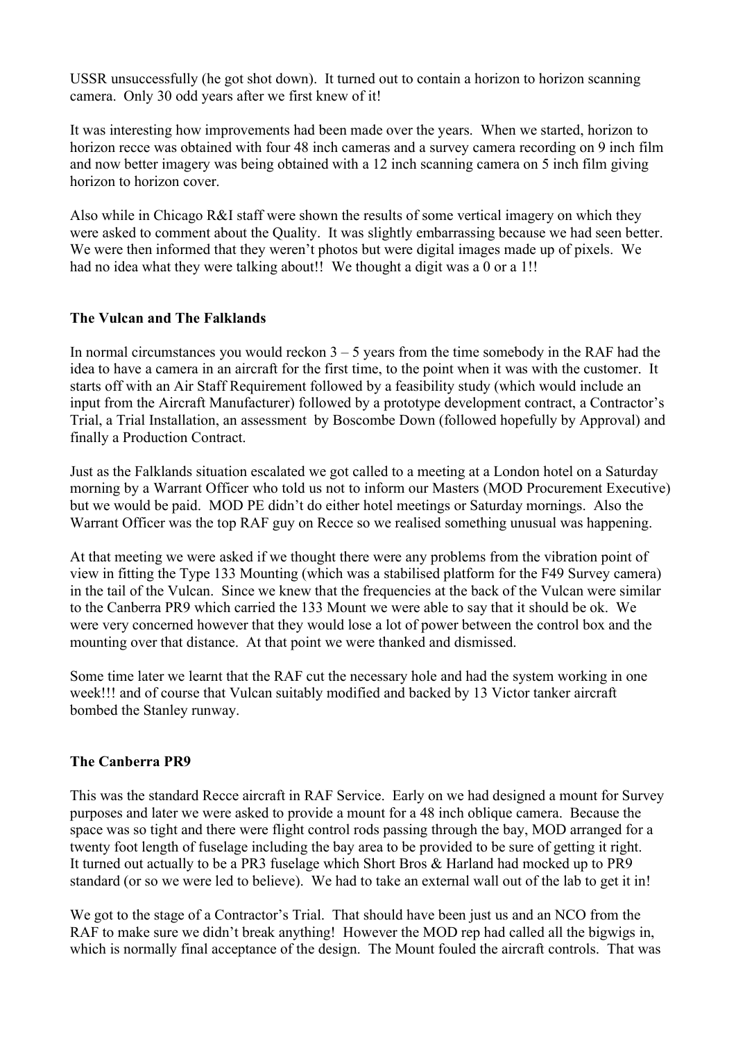USSR unsuccessfully (he got shot down). It turned out to contain a horizon to horizon scanning camera. Only 30 odd years after we first knew of it!

It was interesting how improvements had been made over the years. When we started, horizon to horizon recce was obtained with four 48 inch cameras and a survey camera recording on 9 inch film and now better imagery was being obtained with a 12 inch scanning camera on 5 inch film giving horizon to horizon cover.

Also while in Chicago R&I staff were shown the results of some vertical imagery on which they were asked to comment about the Quality. It was slightly embarrassing because we had seen better. We were then informed that they weren't photos but were digital images made up of pixels. We had no idea what they were talking about!! We thought a digit was a 0 or a 1!!

**The Vulcan and The Falklands**

In normal circumstances you would reckon 3 – 5 years from the time somebody in the RAF had the idea to have a camera in an aircraft for the first time, to the point when it was with the customer. It starts off with an Air Staff Requirement followed by a feasibility study (which would include an input from the Aircraft Manufacturer) followed by a prototype development contract, a Contractor's Trial, a Trial Installation, an assessment by Boscombe Down (followed hopefully by Approval) and finally a Production Contract.

Just as the Falklands situation escalated we got called to a meeting at a London hotel on a Saturday morning by a Warrant Officer who told us not to inform our Masters (MOD Procurement Executive) but we would be paid. MOD PE didn't do either hotel meetings or Saturday mornings. Also the Warrant Officer was the top RAF guy on Recce so we realised something unusual was happening.

At that meeting we were asked if we thought there were any problems from the vibration point of view in fitting the Type 133 Mounting (which was a stabilised platform for the F49 Survey camera) in the tail of the Vulcan. Since we knew that the frequencies at the back of the Vulcan were similar to the Canberra PR9 which carried the 133 Mount we were able to say that it should be ok. We were very concerned however that they would lose a lot of power between the control box and the mounting over that distance. At that point we were thanked and dismissed.

Some time later we learnt that the RAF cut the necessary hole and had the system working in one week!!! and of course that Vulcan suitably modified and backed by 13 Victor tanker aircraft bombed the Stanley runway.

**The Canberra PR9**

This was the standard Recce aircraft in RAF Service. Early on we had designed a mount for Survey purposes and later we were asked to provide a mount for a 48 inch oblique camera. Because the space was so tight and there were flight control rods passing through the bay, MOD arranged for a twenty foot length of fuselage including the bay area to be provided to be sure of getting it right. It turned out actually to be a PR3 fuselage which Short Bros & Harland had mocked up to PR9 standard (or so we were led to believe). We had to take an external wall out of the lab to get it in!

We got to the stage of a Contractor's Trial. That should have been just us and an NCO from the RAF to make sure we didn't break anything! However the MOD rep had called all the bigwigs in, which is normally final acceptance of the design. The Mount fouled the aircraft controls. That was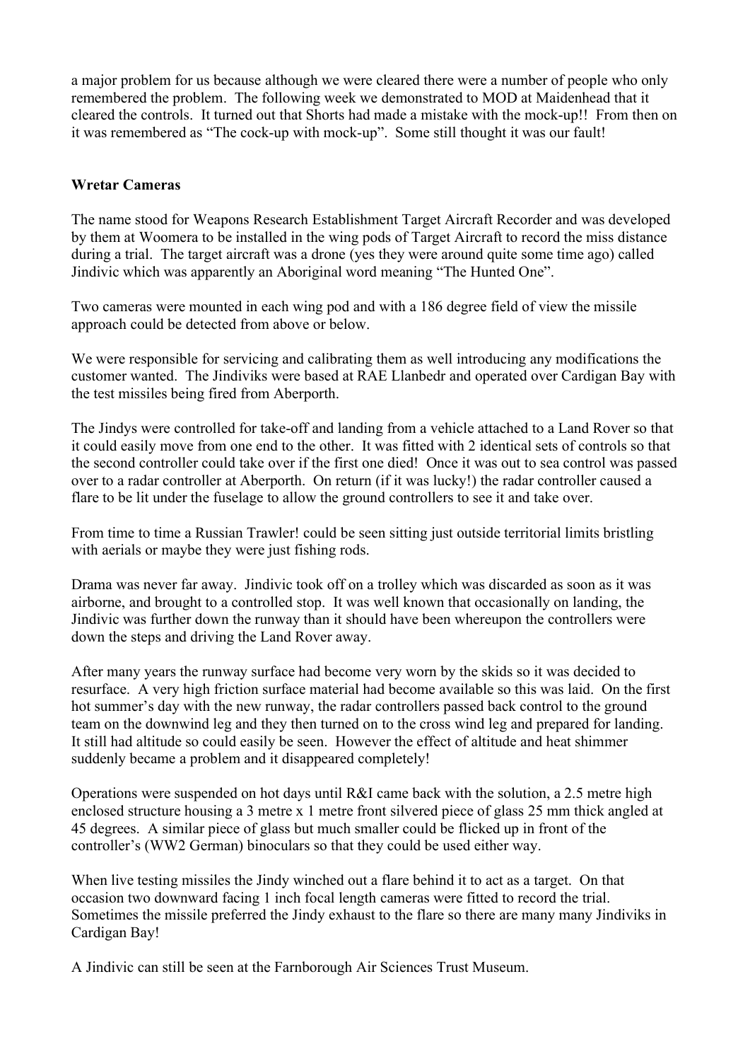a major problem for us because although we were cleared there were a number of people who only remembered the problem. The following week we demonstrated to MOD at Maidenhead that it cleared the controls. It turned out that Shorts had made a mistake with the mock-up!! From then on it was remembered as "The cock-up with mock-up". Some still thought it was our fault!

**Wretar Cameras**

The name stood for Weapons Research Establishment Target Aircraft Recorder and was developed by them at Woomera to be installed in the wing pods of Target Aircraft to record the miss distance during a trial. The target aircraft was a drone (yes they were around quite some time ago) called Jindivic which was apparently an Aboriginal word meaning "The Hunted One".

Two cameras were mounted in each wing pod and with a 186 degree field of view the missile approach could be detected from above or below.

We were responsible for servicing and calibrating them as well introducing any modifications the customer wanted. The Jindiviks were based at RAE Llanbedr and operated over Cardigan Bay with the test missiles being fired from Aberporth.

The Jindys were controlled for take-off and landing from a vehicle attached to a Land Rover so that it could easily move from one end to the other. It was fitted with 2 identical sets of controls so that the second controller could take over if the first one died! Once it was out to sea control was passed over to a radar controller at Aberporth. On return (if it was lucky!) the radar controller caused a flare to be lit under the fuselage to allow the ground controllers to see it and take over.

From time to time a Russian Trawler! could be seen sitting just outside territorial limits bristling with aerials or maybe they were just fishing rods.

Drama was never far away. Jindivic took off on a trolley which was discarded as soon as it was airborne, and brought to a controlled stop. It was well known that occasionally on landing, the Jindivic was further down the runway than it should have been whereupon the controllers were down the steps and driving the Land Rover away.

After many years the runway surface had become very worn by the skids so it was decided to resurface. A very high friction surface material had become available so this was laid. On the first hot summer's day with the new runway, the radar controllers passed back control to the ground team on the downwind leg and they then turned on to the cross wind leg and prepared for landing. It still had altitude so could easily be seen. However the effect of altitude and heat shimmer suddenly became a problem and it disappeared completely!

Operations were suspended on hot days until R&I came back with the solution, a 2.5 metre high enclosed structure housing a 3 metre x 1 metre front silvered piece of glass 25 mm thick angled at 45 degrees. A similar piece of glass but much smaller could be flicked up in front of the controller's (WW2 German) binoculars so that they could be used either way.

When live testing missiles the Jindy winched out a flare behind it to act as a target. On that occasion two downward facing 1 inch focal length cameras were fitted to record the trial. Sometimes the missile preferred the Jindy exhaust to the flare so there are many many Jindiviks in Cardigan Bay!

A Jindivic can still be seen at the Farnborough Air Sciences Trust Museum.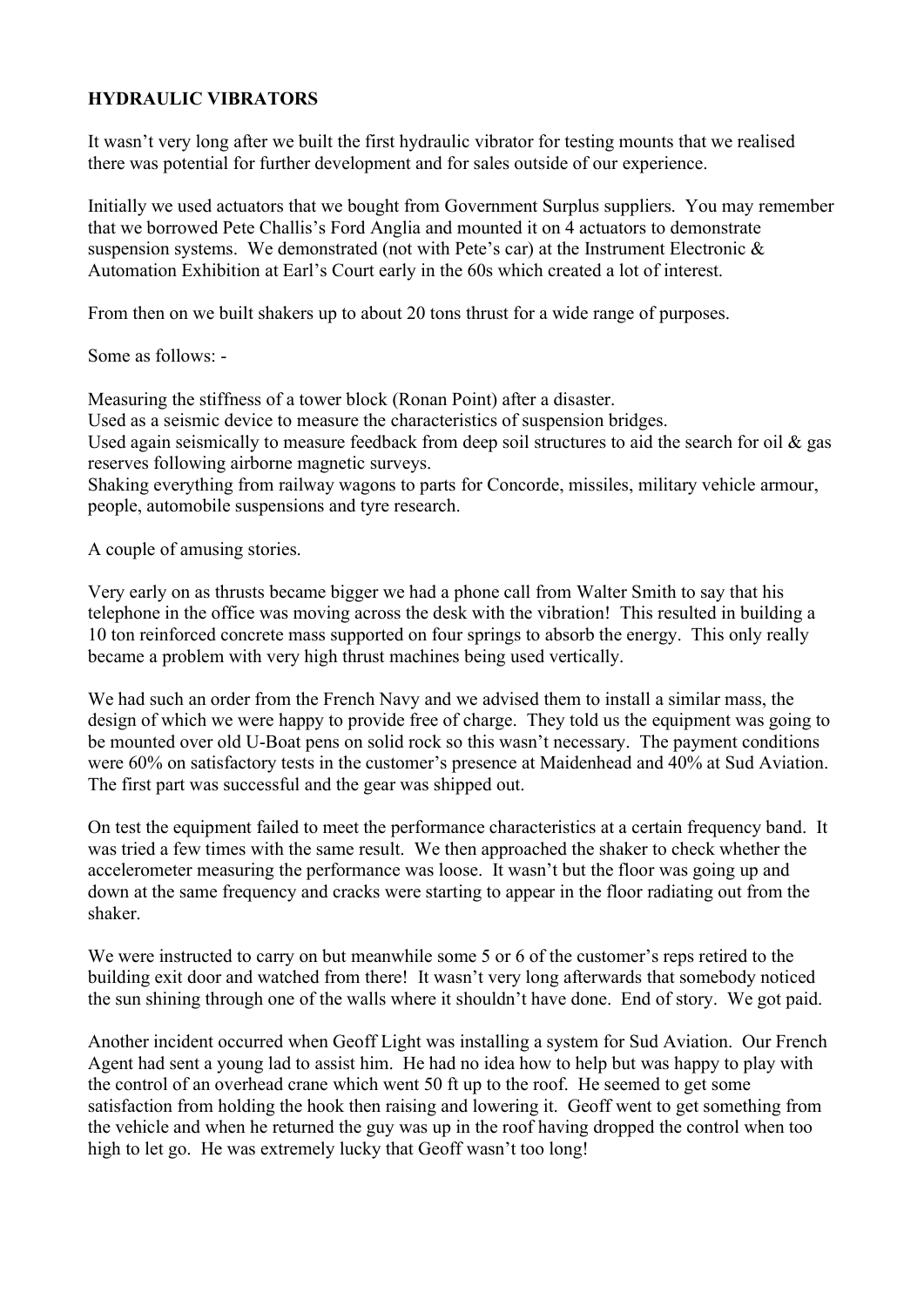**HYDRAULIC VIBRATORS**

It wasn't very long after we built the first hydraulic vibrator for testing mounts that we realised there was potential for further development and for sales outside of our experience.

Initially we used actuators that we bought from Government Surplus suppliers. You may remember that we borrowed Pete Challis's Ford Anglia and mounted it on 4 actuators to demonstrate suspension systems. We demonstrated (not with Pete's car) at the Instrument Electronic & Automation Exhibition at Earl's Court early in the 60s which created a lot of interest.

From then on we built shakers up to about 20 tons thrust for a wide range of purposes.

Some as follows: -

Measuring the stiffness of a tower block (Ronan Point) after a disaster.
Used as a seismic device to measure the characteristics of suspension bridges.
Used again seismically to measure feedback from deep soil structures to aid the search for oil & gas reserves following airborne magnetic surveys.
Shaking everything from railway wagons to parts for Concorde, missiles, military vehicle armour, people, automobile suspensions and tyre research.

A couple of amusing stories.

Very early on as thrusts became bigger we had a phone call from Walter Smith to say that his telephone in the office was moving across the desk with the vibration! This resulted in building a 10 ton reinforced concrete mass supported on four springs to absorb the energy. This only really became a problem with very high thrust machines being used vertically.

We had such an order from the French Navy and we advised them to install a similar mass, the design of which we were happy to provide free of charge. They told us the equipment was going to be mounted over old U-Boat pens on solid rock so this wasn't necessary. The payment conditions were 60% on satisfactory tests in the customer's presence at Maidenhead and 40% at Sud Aviation. The first part was successful and the gear was shipped out.

On test the equipment failed to meet the performance characteristics at a certain frequency band. It was tried a few times with the same result. We then approached the shaker to check whether the accelerometer measuring the performance was loose. It wasn't but the floor was going up and down at the same frequency and cracks were starting to appear in the floor radiating out from the shaker.

We were instructed to carry on but meanwhile some 5 or 6 of the customer's reps retired to the building exit door and watched from there! It wasn't very long afterwards that somebody noticed the sun shining through one of the walls where it shouldn't have done. End of story. We got paid.

Another incident occurred when Geoff Light was installing a system for Sud Aviation. Our French Agent had sent a young lad to assist him. He had no idea how to help but was happy to play with the control of an overhead crane which went 50 ft up to the roof. He seemed to get some satisfaction from holding the hook then raising and lowering it. Geoff went to get something from the vehicle and when he returned the guy was up in the roof having dropped the control when too high to let go. He was extremely lucky that Geoff wasn't too long!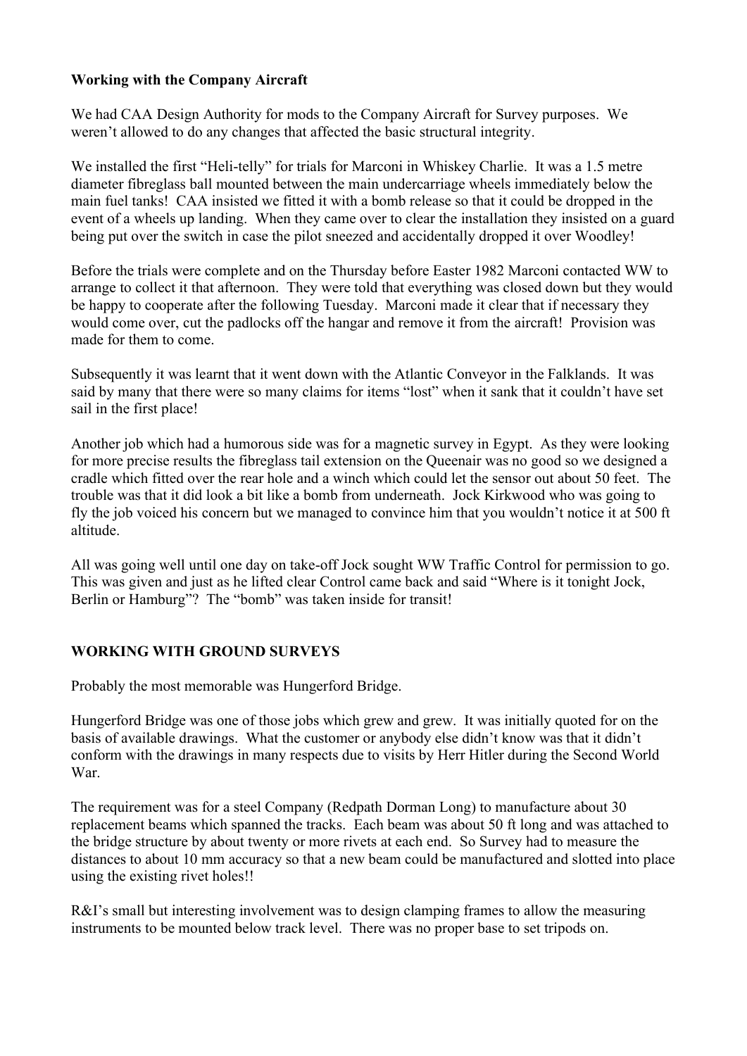**Working with the Company Aircraft**

We had CAA Design Authority for mods to the Company Aircraft for Survey purposes. We weren't allowed to do any changes that affected the basic structural integrity.

We installed the first "Heli-telly" for trials for Marconi in Whiskey Charlie. It was a 1.5 metre diameter fibreglass ball mounted between the main undercarriage wheels immediately below the main fuel tanks! CAA insisted we fitted it with a bomb release so that it could be dropped in the event of a wheels up landing. When they came over to clear the installation they insisted on a guard being put over the switch in case the pilot sneezed and accidentally dropped it over Woodley!

Before the trials were complete and on the Thursday before Easter 1982 Marconi contacted WW to arrange to collect it that afternoon. They were told that everything was closed down but they would be happy to cooperate after the following Tuesday. Marconi made it clear that if necessary they would come over, cut the padlocks off the hangar and remove it from the aircraft! Provision was made for them to come.

Subsequently it was learnt that it went down with the Atlantic Conveyor in the Falklands. It was said by many that there were so many claims for items "lost" when it sank that it couldn't have set sail in the first place!

Another job which had a humorous side was for a magnetic survey in Egypt. As they were looking for more precise results the fibreglass tail extension on the Queenair was no good so we designed a cradle which fitted over the rear hole and a winch which could let the sensor out about 50 feet. The trouble was that it did look a bit like a bomb from underneath. Jock Kirkwood who was going to fly the job voiced his concern but we managed to convince him that you wouldn't notice it at 500 ft altitude.

All was going well until one day on take-off Jock sought WW Traffic Control for permission to go. This was given and just as he lifted clear Control came back and said "Where is it tonight Jock, Berlin or Hamburg"? The "bomb" was taken inside for transit!

**WORKING WITH GROUND SURVEYS**

Probably the most memorable was Hungerford Bridge.

Hungerford Bridge was one of those jobs which grew and grew. It was initially quoted for on the basis of available drawings. What the customer or anybody else didn't know was that it didn't conform with the drawings in many respects due to visits by Herr Hitler during the Second World War.

The requirement was for a steel Company (Redpath Dorman Long) to manufacture about 30 replacement beams which spanned the tracks. Each beam was about 50 ft long and was attached to the bridge structure by about twenty or more rivets at each end. So Survey had to measure the distances to about 10 mm accuracy so that a new beam could be manufactured and slotted into place using the existing rivet holes!!

R&I's small but interesting involvement was to design clamping frames to allow the measuring instruments to be mounted below track level. There was no proper base to set tripods on.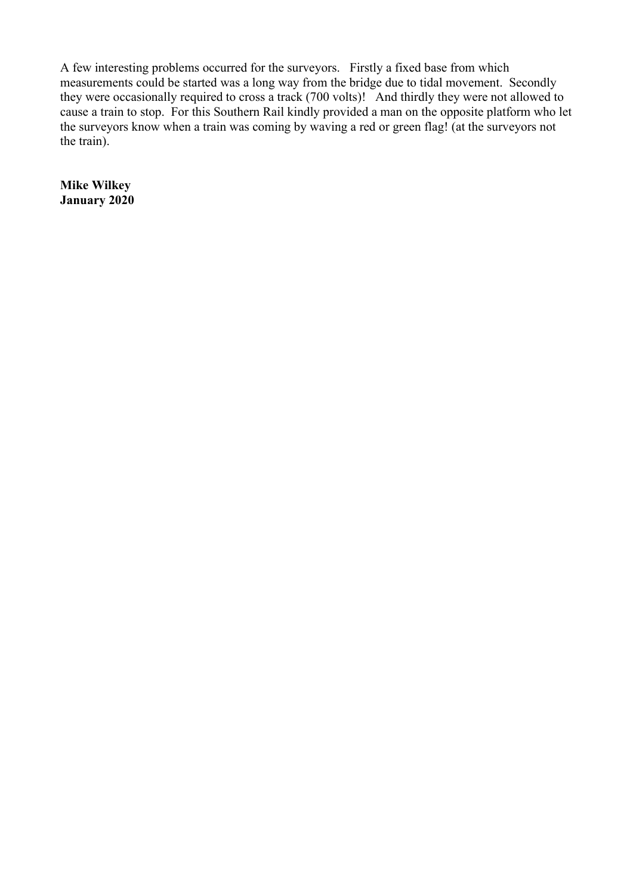A few interesting problems occurred for the surveyors.   Firstly a fixed base from which measurements could be started was a long way from the bridge due to tidal movement.  Secondly they were occasionally required to cross a track (700 volts)!   And thirdly they were not allowed to cause a train to stop.  For this Southern Rail kindly provided a man on the opposite platform who let the surveyors know when a train was coming by waving a red or green flag! (at the surveyors not the train).

**Mike Wilkey**
**January 2020**